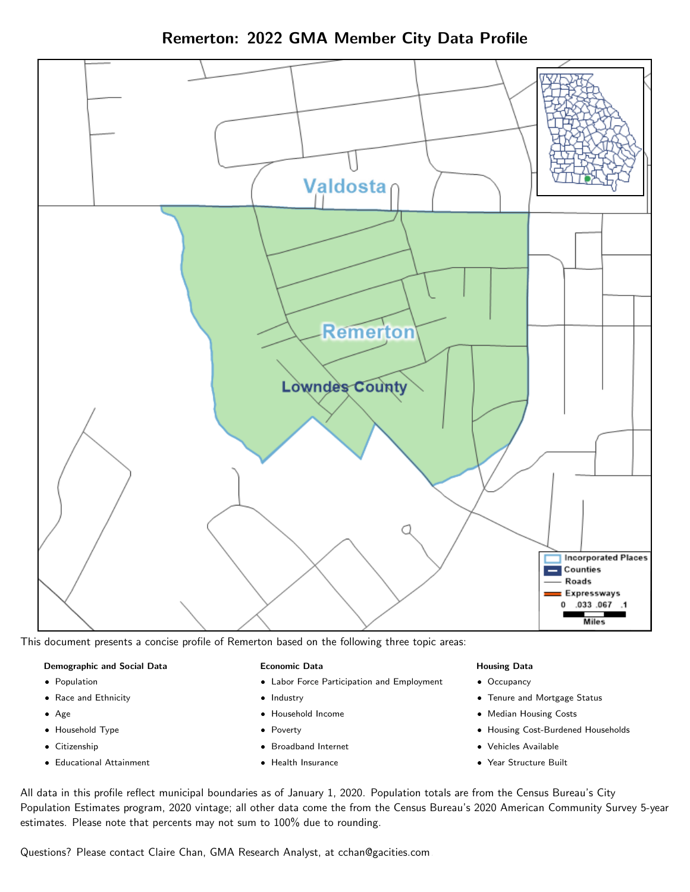# Remerton: 2022 GMA Member City Data Profile

This document presents a concise profile of Remerton based on the following three topic areas:

**Demographic and Social Data**

- Population
- Race and Ethnicity
- Age
- Household Type
- Citizenship
- Educational Attainment

**Economic Data**

- Labor Force Participation and Employment
- Industry
- Household Income
- Poverty
- Broadband Internet
- Health Insurance

**Housing Data**

- Occupancy
- Tenure and Mortgage Status
- Median Housing Costs
- Housing Cost-Burdened Households
- Vehicles Available
- Year Structure Built

All data in this profile reflect municipal boundaries as of January 1, 2020. Population totals are from the Census Bureau's City Population Estimates program, 2020 vintage; all other data come the from the Census Bureau's 2020 American Community Survey 5-year estimates. Please note that percents may not sum to 100% due to rounding.

Questions? Please contact Claire Chan, GMA Research Analyst, at cchan@gacities.com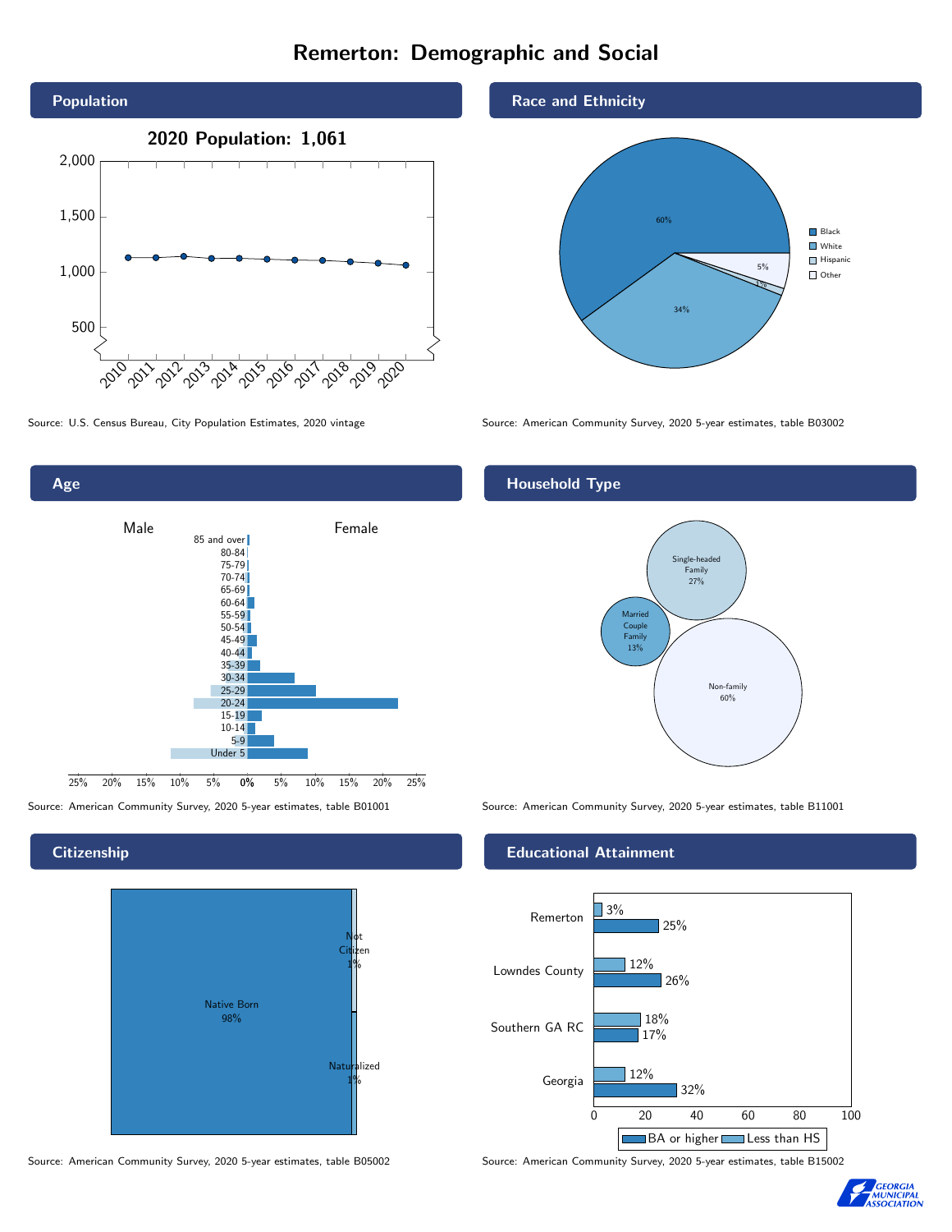# Remerton: Demographic and Social

## Population

2020 Population: 1,061

Source: U.S. Census Bureau, City Population Estimates, 2020 vintage

## Race and Ethnicity

| Race/Ethnicity | Percent |
|---|---|
| Black | 60% |
| White | 34% |
| Hispanic | 1% |
| Other | 5% |

Source: American Community Survey, 2020 5-year estimates, table B03002

## Age

Source: American Community Survey, 2020 5-year estimates, table B01001

## Household Type

| Household Type | Percent |
|---|---|
| Single-headed Family | 27% |
| Married Couple Family | 13% |
| Non-family | 60% |

Source: American Community Survey, 2020 5-year estimates, table B11001

## Citizenship

| Citizenship | Percent |
|---|---|
| Native Born | 98% |
| Not Citizen | 1% |
| Naturalized | 1% |

Source: American Community Survey, 2020 5-year estimates, table B05002

## Educational Attainment

| Area | Less than HS | BA or higher |
|---|---|---|
| Remerton | 3% | 25% |
| Lowndes County | 12% | 26% |
| Southern GA RC | 18% | 17% |
| Georgia | 12% | 32% |

Source: American Community Survey, 2020 5-year estimates, table B15002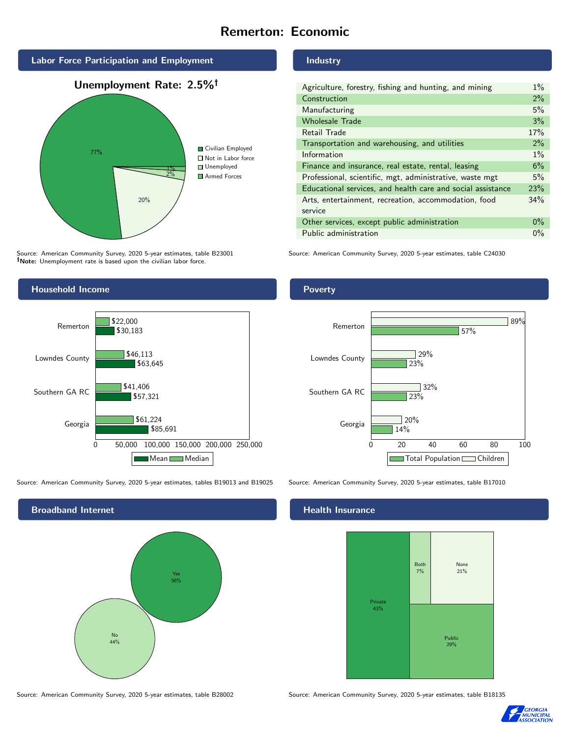# Remerton: Economic

## Labor Force Participation and Employment

**Unemployment Rate: 2.5%†**

| Category | Percent |
|---|---|
| Civilian Employed | 77% |
| Not in Labor force | 20% |
| Unemployed | 2% |
| Armed Forces | 1% |

Source: American Community Survey, 2020 5-year estimates, table B23001
†**Note:** Unemployment rate is based upon the civilian labor force.

## Industry

| Industry | Percent |
|---|---|
| Agriculture, forestry, fishing and hunting, and mining | 1% |
| Construction | 2% |
| Manufacturing | 5% |
| Wholesale Trade | 3% |
| Retail Trade | 17% |
| Transportation and warehousing, and utilities | 2% |
| Information | 1% |
| Finance and insurance, real estate, rental, leasing | 6% |
| Professional, scientific, mgt, administrative, waste mgt | 5% |
| Educational services, and health care and social assistance | 23% |
| Arts, entertainment, recreation, accommodation, food service | 34% |
| Other services, except public administration | 0% |
| Public administration | 0% |

Source: American Community Survey, 2020 5-year estimates, table C24030

## Household Income

| | Median | Mean |
|---|---|---|
| Remerton | $22,000 | $30,183 |
| Lowndes County | $46,113 | $63,645 |
| Southern GA RC | $41,406 | $57,321 |
| Georgia | $61,224 | $85,691 |

Source: American Community Survey, 2020 5-year estimates, tables B19013 and B19025

## Poverty

| | Children | Total Population |
|---|---|---|
| Remerton | 89% | 57% |
| Lowndes County | 29% | 23% |
| Southern GA RC | 32% | 23% |
| Georgia | 20% | 14% |

Source: American Community Survey, 2020 5-year estimates, table B17010

## Broadband Internet

| | Percent |
|---|---|
| Yes | 56% |
| No | 44% |

Source: American Community Survey, 2020 5-year estimates, table B28002

## Health Insurance

| Type | Percent |
|---|---|
| Private | 43% |
| Both | 7% |
| None | 21% |
| Public | 29% |

Source: American Community Survey, 2020 5-year estimates, table B18135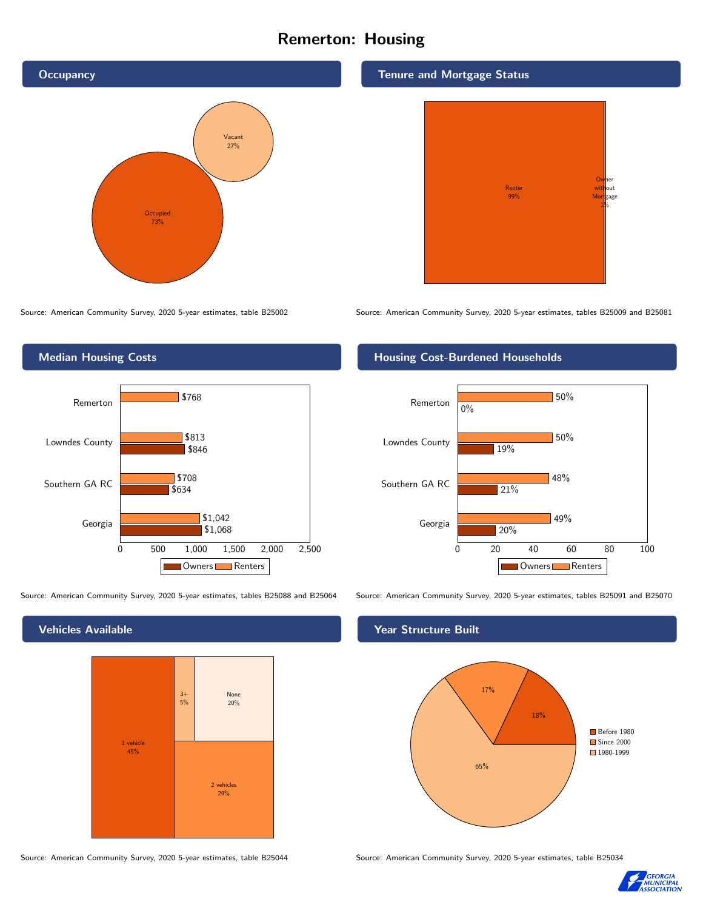# Remerton: Housing

## Occupancy

Vacant
27%

Occupied
73%

Source: American Community Survey, 2020 5-year estimates, table B25002

## Tenure and Mortgage Status

Renter
99%

Owner without Mortgage
1%

Source: American Community Survey, 2020 5-year estimates, tables B25009 and B25081

## Median Housing Costs

Remerton
$768

Lowndes County
$813
$846

Southern GA RC
$708
$634

Georgia
$1,042
$1,068

0 500 1,000 1,500 2,000 2,500

Owners Renters

Source: American Community Survey, 2020 5-year estimates, tables B25088 and B25064

## Housing Cost-Burdened Households

Remerton
50%
0%

Lowndes County
50%
19%

Southern GA RC
48%
21%

Georgia
49%
20%

0 20 40 60 80 100

Owners Renters

Source: American Community Survey, 2020 5-year estimates, tables B25091 and B25070

## Vehicles Available

1 vehicle
45%

3+
5%

None
20%

2 vehicles
29%

Source: American Community Survey, 2020 5-year estimates, table B25044

## Year Structure Built

17%

18%

65%

Before 1980
Since 2000
1980-1999

Source: American Community Survey, 2020 5-year estimates, table B25034

GEORGIA MUNICIPAL ASSOCIATION